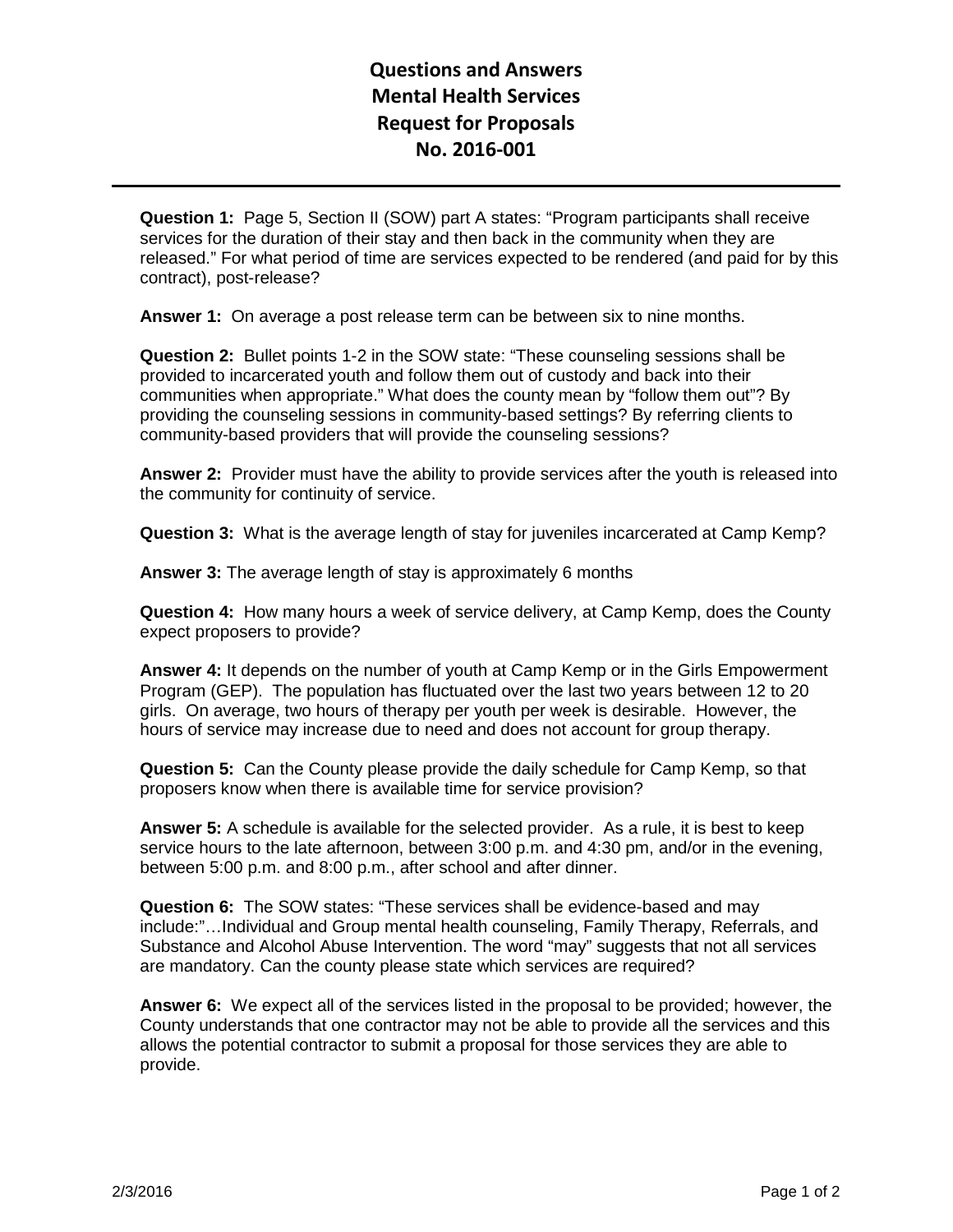# Questions and Answers
# Mental Health Services
# Request for Proposals
# No. 2016-001

---

**Question 1:** Page 5, Section II (SOW) part A states: "Program participants shall receive services for the duration of their stay and then back in the community when they are released." For what period of time are services expected to be rendered (and paid for by this contract), post-release?

**Answer 1:** On average a post release term can be between six to nine months.

**Question 2:** Bullet points 1-2 in the SOW state: "These counseling sessions shall be provided to incarcerated youth and follow them out of custody and back into their communities when appropriate." What does the county mean by "follow them out"? By providing the counseling sessions in community-based settings? By referring clients to community-based providers that will provide the counseling sessions?

**Answer 2:** Provider must have the ability to provide services after the youth is released into the community for continuity of service.

**Question 3:** What is the average length of stay for juveniles incarcerated at Camp Kemp?

**Answer 3:** The average length of stay is approximately 6 months

**Question 4:** How many hours a week of service delivery, at Camp Kemp, does the County expect proposers to provide?

**Answer 4:** It depends on the number of youth at Camp Kemp or in the Girls Empowerment Program (GEP). The population has fluctuated over the last two years between 12 to 20 girls. On average, two hours of therapy per youth per week is desirable. However, the hours of service may increase due to need and does not account for group therapy.

**Question 5:** Can the County please provide the daily schedule for Camp Kemp, so that proposers know when there is available time for service provision?

**Answer 5:** A schedule is available for the selected provider. As a rule, it is best to keep service hours to the late afternoon, between 3:00 p.m. and 4:30 pm, and/or in the evening, between 5:00 p.m. and 8:00 p.m., after school and after dinner.

**Question 6:** The SOW states: "These services shall be evidence-based and may include:"…Individual and Group mental health counseling, Family Therapy, Referrals, and Substance and Alcohol Abuse Intervention. The word "may" suggests that not all services are mandatory. Can the county please state which services are required?

**Answer 6:** We expect all of the services listed in the proposal to be provided; however, the County understands that one contractor may not be able to provide all the services and this allows the potential contractor to submit a proposal for those services they are able to provide.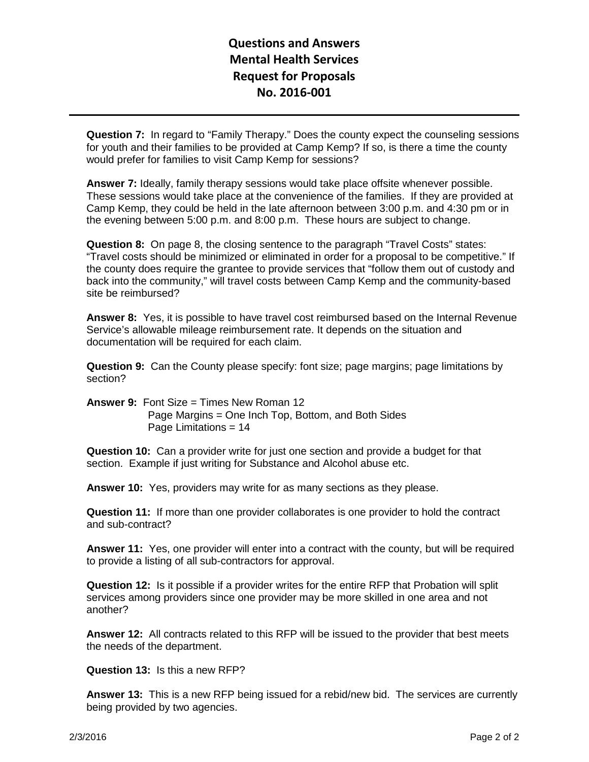# Questions and Answers
# Mental Health Services
# Request for Proposals
# No. 2016-001

---

**Question 7:** In regard to "Family Therapy." Does the county expect the counseling sessions for youth and their families to be provided at Camp Kemp? If so, is there a time the county would prefer for families to visit Camp Kemp for sessions?

**Answer 7:** Ideally, family therapy sessions would take place offsite whenever possible. These sessions would take place at the convenience of the families. If they are provided at Camp Kemp, they could be held in the late afternoon between 3:00 p.m. and 4:30 pm or in the evening between 5:00 p.m. and 8:00 p.m. These hours are subject to change.

**Question 8:** On page 8, the closing sentence to the paragraph "Travel Costs" states: "Travel costs should be minimized or eliminated in order for a proposal to be competitive." If the county does require the grantee to provide services that "follow them out of custody and back into the community," will travel costs between Camp Kemp and the community-based site be reimbursed?

**Answer 8:** Yes, it is possible to have travel cost reimbursed based on the Internal Revenue Service's allowable mileage reimbursement rate. It depends on the situation and documentation will be required for each claim.

**Question 9:** Can the County please specify: font size; page margins; page limitations by section?

**Answer 9:** Font Size = Times New Roman 12
Page Margins = One Inch Top, Bottom, and Both Sides
Page Limitations = 14

**Question 10:** Can a provider write for just one section and provide a budget for that section. Example if just writing for Substance and Alcohol abuse etc.

**Answer 10:** Yes, providers may write for as many sections as they please.

**Question 11:** If more than one provider collaborates is one provider to hold the contract and sub-contract?

**Answer 11:** Yes, one provider will enter into a contract with the county, but will be required to provide a listing of all sub-contractors for approval.

**Question 12:** Is it possible if a provider writes for the entire RFP that Probation will split services among providers since one provider may be more skilled in one area and not another?

**Answer 12:** All contracts related to this RFP will be issued to the provider that best meets the needs of the department.

**Question 13:** Is this a new RFP?

**Answer 13:** This is a new RFP being issued for a rebid/new bid. The services are currently being provided by two agencies.